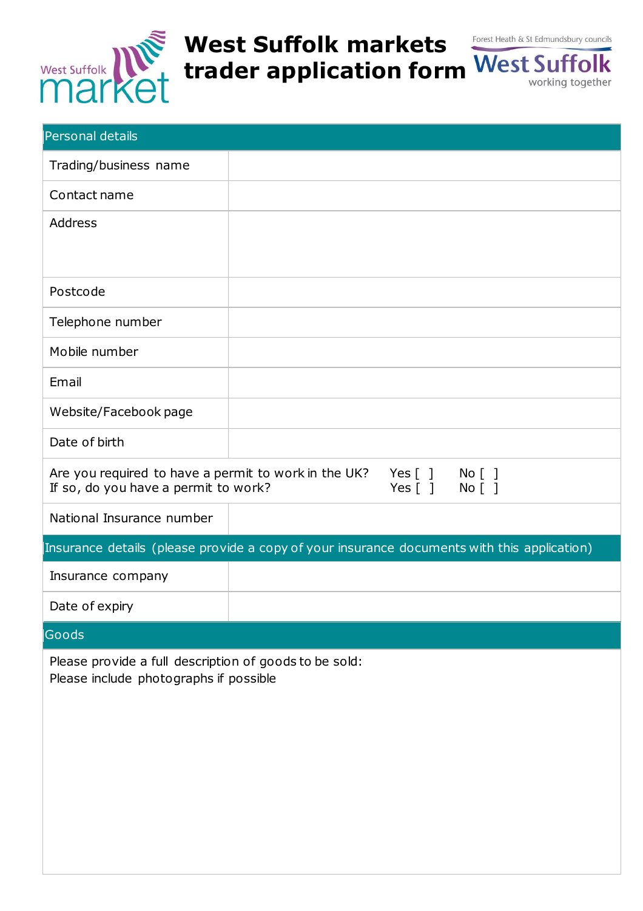# West Suffolk markets trader application form

Forest Heath & St Edmundsbury councils
West Suffolk working together

| Personal details | |
|---|---|
| Trading/business name | |
| Contact name | |
| Address | |
| Postcode | |
| Telephone number | |
| Mobile number | |
| Email | |
| Website/Facebook page | |
| Date of birth | |
| Are you required to have a permit to work in the UK? | Yes [ ] No [ ] |
| If so, do you have a permit to work? | Yes [ ] No [ ] |
| National Insurance number | |

| Insurance details (please provide a copy of your insurance documents with this application) | |
|---|---|
| Insurance company | |
| Date of expiry | |

**Goods**

Please provide a full description of goods to be sold:
Please include photographs if possible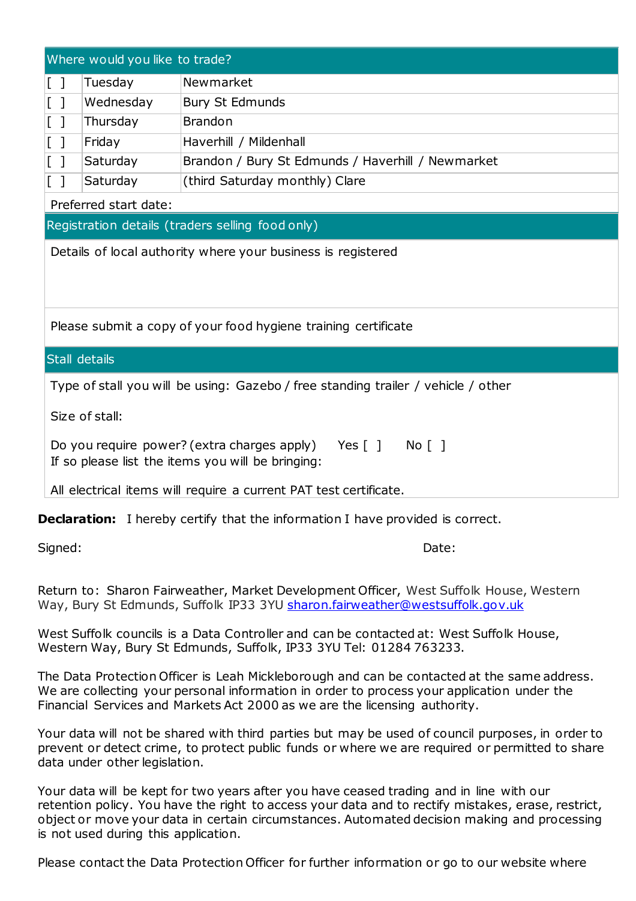| Where would you like to trade? | | |
|---|---|---|
| [ ] | Tuesday | Newmarket |
| [ ] | Wednesday | Bury St Edmunds |
| [ ] | Thursday | Brandon |
| [ ] | Friday | Haverhill / Mildenhall |
| [ ] | Saturday | Brandon / Bury St Edmunds / Haverhill / Newmarket |
| [ ] | Saturday | (third Saturday monthly) Clare |
| Preferred start date: | | |

| Registration details (traders selling food only) |
|---|
| Details of local authority where your business is registered |
| Please submit a copy of your food hygiene training certificate |

| Stall details |
|---|
| Type of stall you will be using: Gazebo / free standing trailer / vehicle / other<br><br>Size of stall:<br><br>Do you require power? (extra charges apply) Yes [ ] No [ ]<br>If so please list the items you will be bringing:<br><br>All electrical items will require a current PAT test certificate. |

**Declaration:** I hereby certify that the information I have provided is correct.

Signed: Date:

Return to: Sharon Fairweather, Market Development Officer, West Suffolk House, Western Way, Bury St Edmunds, Suffolk IP33 3YU sharon.fairweather@westsuffolk.gov.uk

West Suffolk councils is a Data Controller and can be contacted at: West Suffolk House, Western Way, Bury St Edmunds, Suffolk, IP33 3YU Tel: 01284 763233.

The Data Protection Officer is Leah Mickleborough and can be contacted at the same address. We are collecting your personal information in order to process your application under the Financial Services and Markets Act 2000 as we are the licensing authority.

Your data will not be shared with third parties but may be used of council purposes, in order to prevent or detect crime, to protect public funds or where we are required or permitted to share data under other legislation.

Your data will be kept for two years after you have ceased trading and in line with our retention policy. You have the right to access your data and to rectify mistakes, erase, restrict, object or move your data in certain circumstances. Automated decision making and processing is not used during this application.

Please contact the Data Protection Officer for further information or go to our website where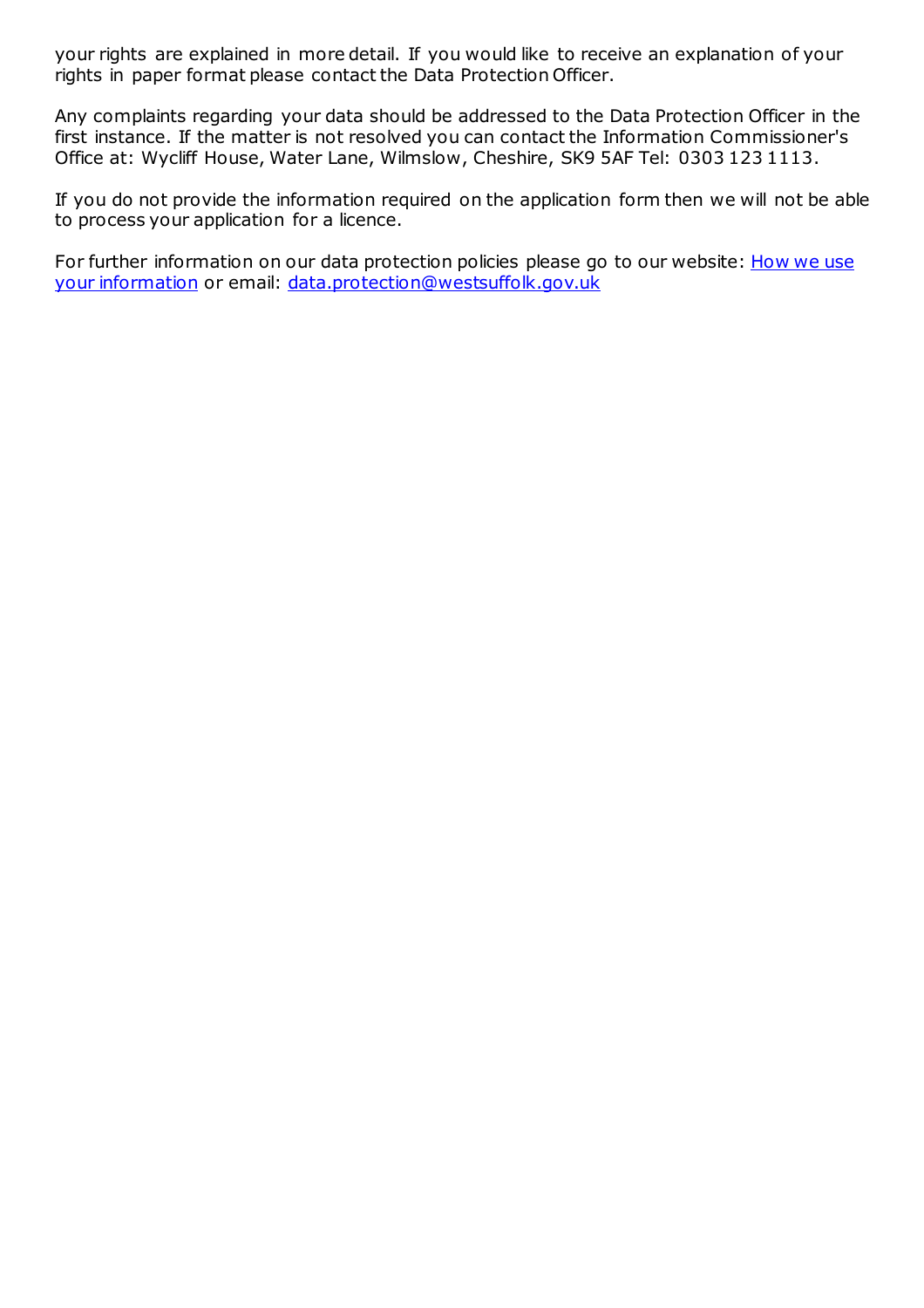your rights are explained in more detail. If you would like to receive an explanation of your rights in paper format please contact the Data Protection Officer.

Any complaints regarding your data should be addressed to the Data Protection Officer in the first instance. If the matter is not resolved you can contact the Information Commissioner's Office at: Wycliff House, Water Lane, Wilmslow, Cheshire, SK9 5AF Tel: 0303 123 1113.

If you do not provide the information required on the application form then we will not be able to process your application for a licence.

For further information on our data protection policies please go to our website: How we use your information or email: data.protection@westsuffolk.gov.uk